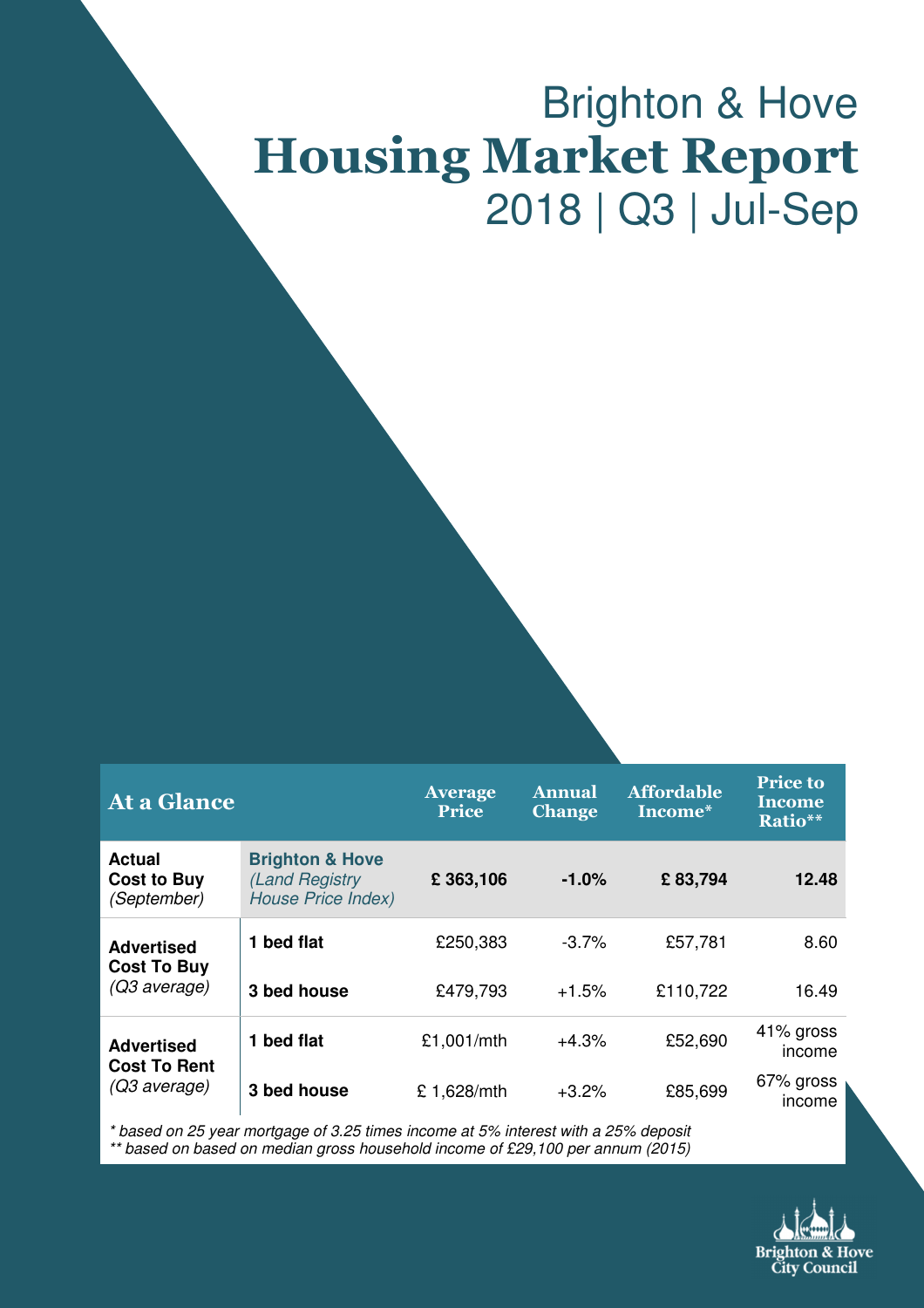# Brighton & Hove
# Housing Market Report
## 2018 | Q3 | Jul-Sep

| At a Glance | | Average Price | Annual Change | Affordable Income* | Price to Income Ratio** |
|---|---|---|---|---|---|
| **Actual Cost to Buy** *(September)* | **Brighton & Hove** *(Land Registry House Price Index)* | **£ 363,106** | **-1.0%** | **£ 83,794** | **12.48** |
| **Advertised Cost To Buy** *(Q3 average)* | **1 bed flat** | £250,383 | -3.7% | £57,781 | 8.60 |
| | **3 bed house** | £479,793 | +1.5% | £110,722 | 16.49 |
| **Advertised Cost To Rent** *(Q3 average)* | **1 bed flat** | £1,001/mth | +4.3% | £52,690 | 41% gross income |
| | **3 bed house** | £ 1,628/mth | +3.2% | £85,699 | 67% gross income |

*\* based on 25 year mortgage of 3.25 times income at 5% interest with a 25% deposit*
*\*\* based on based on median gross household income of £29,100 per annum (2015)*

Brighton & Hove City Council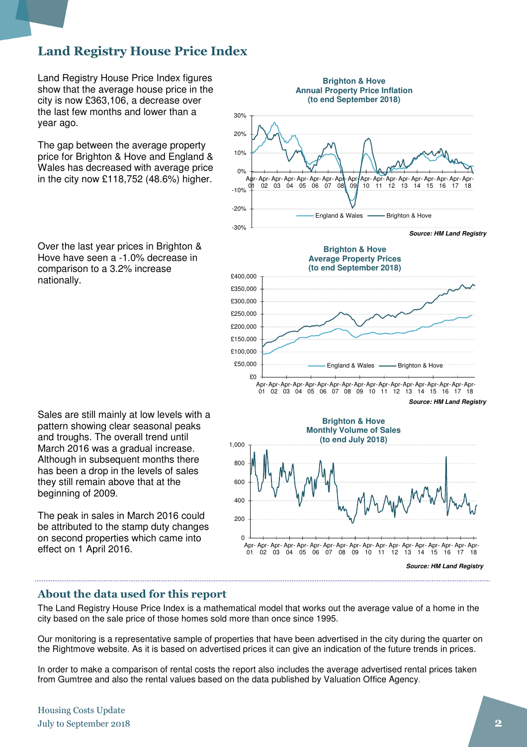# Land Registry House Price Index

Land Registry House Price Index figures show that the average house price in the city is now £363,106, a decrease over the last few months and lower than a year ago.

The gap between the average property price for Brighton & Hove and England & Wales has decreased with average price in the city now £118,752 (48.6%) higher.

Over the last year prices in Brighton & Hove have seen a -1.0% decrease in comparison to a 3.2% increase nationally.

Sales are still mainly at low levels with a pattern showing clear seasonal peaks and troughs. The overall trend until March 2016 was a gradual increase. Although in subsequent months there has been a drop in the levels of sales they still remain above that at the beginning of 2009.

The peak in sales in March 2016 could be attributed to the stamp duty changes on second properties which came into effect on 1 April 2016.

**Brighton & Hove Annual Property Price Inflation (to end September 2018)**

*Source: HM Land Registry*

**Brighton & Hove Average Property Prices (to end September 2018)**

*Source: HM Land Registry*

**Brighton & Hove Monthly Volume of Sales (to end July 2018)**

*Source: HM Land Registry*

## About the data used for this report

The Land Registry House Price Index is a mathematical model that works out the average value of a home in the city based on the sale price of those homes sold more than once since 1995.

Our monitoring is a representative sample of properties that have been advertised in the city during the quarter on the Rightmove website. As it is based on advertised prices it can give an indication of the future trends in prices.

In order to make a comparison of rental costs the report also includes the average advertised rental prices taken from Gumtree and also the rental values based on the data published by Valuation Office Agency.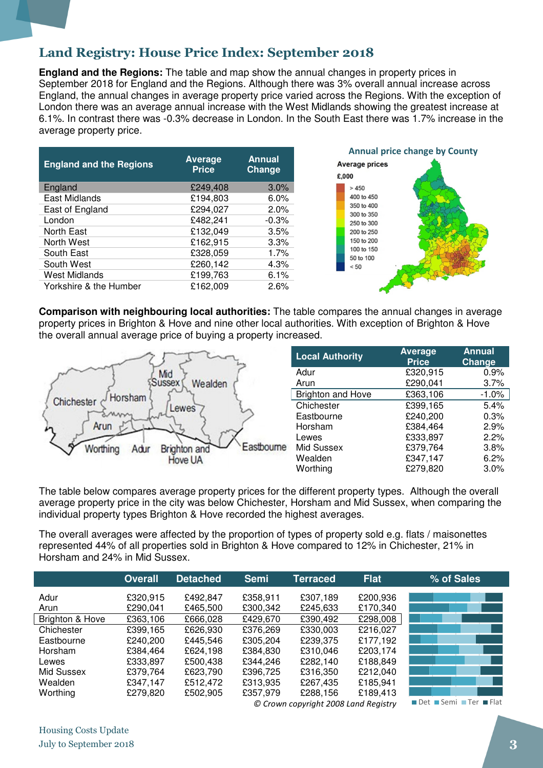## Land Registry: House Price Index: September 2018

**England and the Regions:** The table and map show the annual changes in property prices in September 2018 for England and the Regions. Although there was 3% overall annual increase across England, the annual changes in average property price varied across the Regions. With the exception of London there was an average annual increase with the West Midlands showing the greatest increase at 6.1%. In contrast there was -0.3% decrease in London. In the South East there was 1.7% increase in the average property price.

| England and the Regions | Average Price | Annual Change |
|---|---|---|
| England | £249,408 | 3.0% |
| East Midlands | £194,803 | 6.0% |
| East of England | £294,027 | 2.0% |
| London | £482,241 | -0.3% |
| North East | £132,049 | 3.5% |
| North West | £162,915 | 3.3% |
| South East | £328,059 | 1.7% |
| South West | £260,142 | 4.3% |
| West Midlands | £199,763 | 6.1% |
| Yorkshire & the Humber | £162,009 | 2.6% |

Annual price change by County

**Comparison with neighbouring local authorities:** The table compares the annual changes in average property prices in Brighton & Hove and nine other local authorities. With exception of Brighton & Hove the overall annual average price of buying a property increased.

| Local Authority | Average Price | Annual Change |
|---|---|---|
| Adur | £320,915 | 0.9% |
| Arun | £290,041 | 3.7% |
| Brighton and Hove | £363,106 | -1.0% |
| Chichester | £399,165 | 5.4% |
| Eastbourne | £240,200 | 0.3% |
| Horsham | £384,464 | 2.9% |
| Lewes | £333,897 | 2.2% |
| Mid Sussex | £379,764 | 3.8% |
| Wealden | £347,147 | 6.2% |
| Worthing | £279,820 | 3.0% |

The table below compares average property prices for the different property types. Although the overall average property price in the city was below Chichester, Horsham and Mid Sussex, when comparing the individual property types Brighton & Hove recorded the highest averages.

The overall averages were affected by the proportion of types of property sold e.g. flats / maisonettes represented 44% of all properties sold in Brighton & Hove compared to 12% in Chichester, 21% in Horsham and 24% in Mid Sussex.

| | Overall | Detached | Semi | Terraced | Flat |
|---|---|---|---|---|---|
| Adur | £320,915 | £492,847 | £358,911 | £307,189 | £200,936 |
| Arun | £290,041 | £465,500 | £300,342 | £245,633 | £170,340 |
| Brighton & Hove | £363,106 | £666,028 | £429,670 | £390,492 | £298,008 |
| Chichester | £399,165 | £626,930 | £376,269 | £330,003 | £216,027 |
| Eastbourne | £240,200 | £445,546 | £305,204 | £239,375 | £177,192 |
| Horsham | £384,464 | £624,198 | £384,830 | £310,046 | £203,174 |
| Lewes | £333,897 | £500,438 | £344,246 | £282,140 | £188,849 |
| Mid Sussex | £379,764 | £623,790 | £396,725 | £316,350 | £212,040 |
| Wealden | £347,147 | £512,472 | £313,935 | £267,435 | £185,941 |
| Worthing | £279,820 | £502,905 | £357,979 | £288,156 | £189,413 |

*© Crown copyright 2008 Land Registry*

% of Sales: Det, Semi, Ter, Flat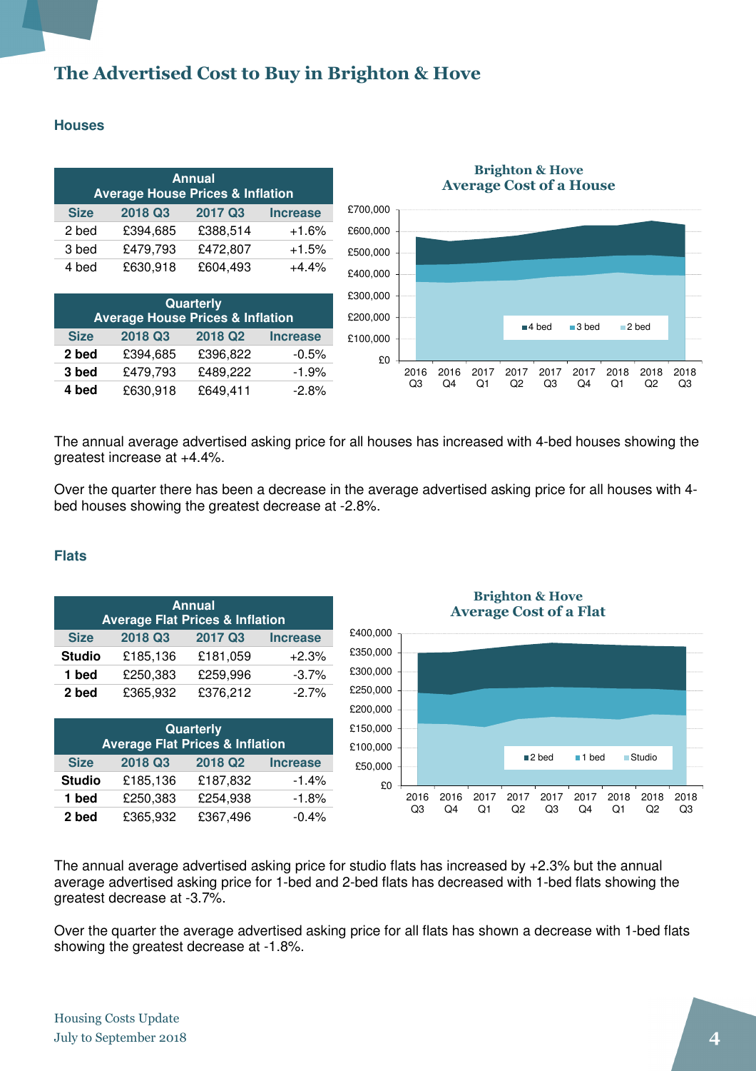# The Advertised Cost to Buy in Brighton & Hove

## Houses

| Annual Average House Prices & Inflation | | | |
|---|---|---|---|
| Size | 2018 Q3 | 2017 Q3 | Increase |
| 2 bed | £394,685 | £388,514 | +1.6% |
| 3 bed | £479,793 | £472,807 | +1.5% |
| 4 bed | £630,918 | £604,493 | +4.4% |

| Quarterly Average House Prices & Inflation | | | |
|---|---|---|---|
| Size | 2018 Q3 | 2018 Q2 | Increase |
| **2 bed** | £394,685 | £396,822 | -0.5% |
| **3 bed** | £479,793 | £489,222 | -1.9% |
| **4 bed** | £630,918 | £649,411 | -2.8% |

The annual average advertised asking price for all houses has increased with 4-bed houses showing the greatest increase at +4.4%.

Over the quarter there has been a decrease in the average advertised asking price for all houses with 4-bed houses showing the greatest decrease at -2.8%.

## Flats

| Annual Average Flat Prices & Inflation | | | |
|---|---|---|---|
| Size | 2018 Q3 | 2017 Q3 | Increase |
| **Studio** | £185,136 | £181,059 | +2.3% |
| **1 bed** | £250,383 | £259,996 | -3.7% |
| **2 bed** | £365,932 | £376,212 | -2.7% |

| Quarterly Average Flat Prices & Inflation | | | |
|---|---|---|---|
| Size | 2018 Q3 | 2018 Q2 | Increase |
| **Studio** | £185,136 | £187,832 | -1.4% |
| **1 bed** | £250,383 | £254,938 | -1.8% |
| **2 bed** | £365,932 | £367,496 | -0.4% |

The annual average advertised asking price for studio flats has increased by +2.3% but the annual average advertised asking price for 1-bed and 2-bed flats has decreased with 1-bed flats showing the greatest decrease at -3.7%.

Over the quarter the average advertised asking price for all flats has shown a decrease with 1-bed flats showing the greatest decrease at -1.8%.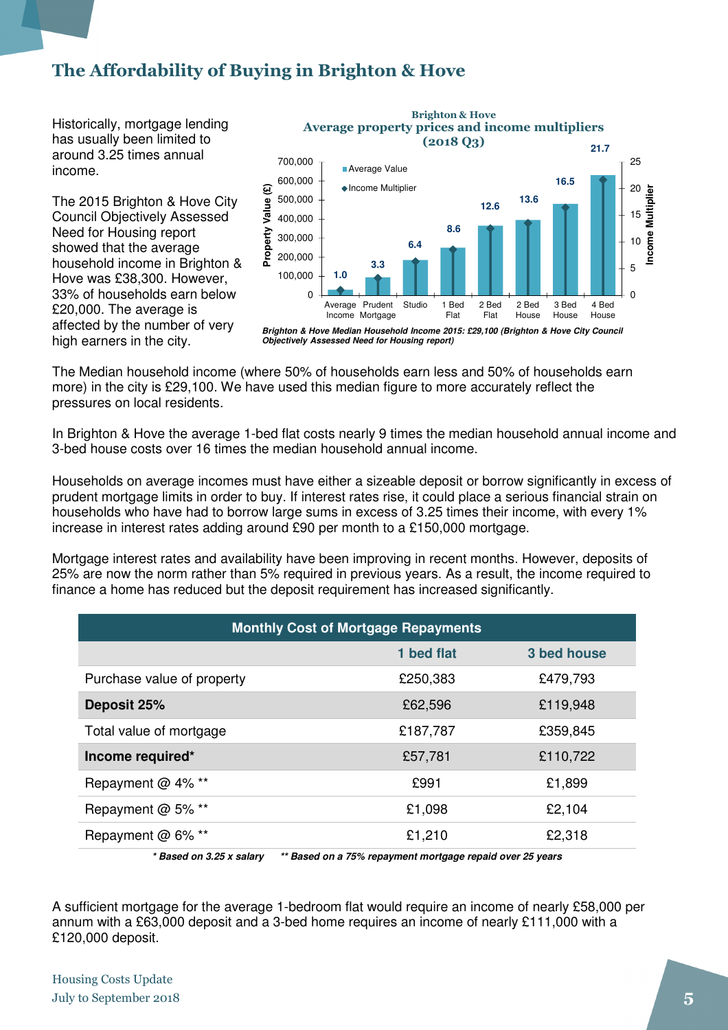# The Affordability of Buying in Brighton & Hove

Historically, mortgage lending has usually been limited to around 3.25 times annual income.

The 2015 Brighton & Hove City Council Objectively Assessed Need for Housing report showed that the average household income in Brighton & Hove was £38,300. However, 33% of households earn below £20,000. The average is affected by the number of very high earners in the city.

**Brighton & Hove**
**Average property prices and income multipliers (2018 Q3)**

| | Average Income | Prudent Mortgage | Studio | 1 Bed Flat | 2 Bed Flat | 2 Bed House | 3 Bed House | 4 Bed House |
|---|---|---|---|---|---|---|---|---|
| Income Multiplier | 1.0 | 3.3 | 6.4 | 8.6 | 12.6 | 13.6 | 16.5 | 21.7 |

*Brighton & Hove Median Household Income 2015: £29,100 (Brighton & Hove City Council Objectively Assessed Need for Housing report)*

The Median household income (where 50% of households earn less and 50% of households earn more) in the city is £29,100. We have used this median figure to more accurately reflect the pressures on local residents.

In Brighton & Hove the average 1-bed flat costs nearly 9 times the median household annual income and 3-bed house costs over 16 times the median household annual income.

Households on average incomes must have either a sizeable deposit or borrow significantly in excess of prudent mortgage limits in order to buy. If interest rates rise, it could place a serious financial strain on households who have had to borrow large sums in excess of 3.25 times their income, with every 1% increase in interest rates adding around £90 per month to a £150,000 mortgage.

Mortgage interest rates and availability have been improving in recent months. However, deposits of 25% are now the norm rather than 5% required in previous years. As a result, the income required to finance a home has reduced but the deposit requirement has increased significantly.

| Monthly Cost of Mortgage Repayments | 1 bed flat | 3 bed house |
|---|---|---|
| Purchase value of property | £250,383 | £479,793 |
| **Deposit 25%** | £62,596 | £119,948 |
| Total value of mortgage | £187,787 | £359,845 |
| **Income required*** | £57,781 | £110,722 |
| Repayment @ 4% ** | £991 | £1,899 |
| Repayment @ 5% ** | £1,098 | £2,104 |
| Repayment @ 6% ** | £1,210 | £2,318 |

*** Based on 3.25 x salary** ***** Based on a 75% repayment mortgage repaid over 25 years***

A sufficient mortgage for the average 1-bedroom flat would require an income of nearly £58,000 per annum with a £63,000 deposit and a 3-bed home requires an income of nearly £111,000 with a £120,000 deposit.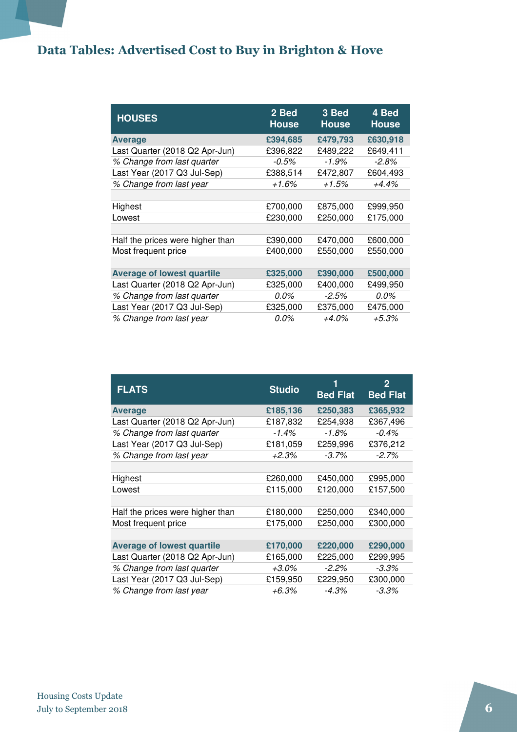## Data Tables: Advertised Cost to Buy in Brighton & Hove

| HOUSES | 2 Bed House | 3 Bed House | 4 Bed House |
|---|---|---|---|
| **Average** | **£394,685** | **£479,793** | **£630,918** |
| Last Quarter (2018 Q2 Apr-Jun) | £396,822 | £489,222 | £649,411 |
| *% Change from last quarter* | *-0.5%* | *-1.9%* | *-2.8%* |
| Last Year (2017 Q3 Jul-Sep) | £388,514 | £472,807 | £604,493 |
| *% Change from last year* | *+1.6%* | *+1.5%* | *+4.4%* |
| | | | |
| Highest | £700,000 | £875,000 | £999,950 |
| Lowest | £230,000 | £250,000 | £175,000 |
| | | | |
| Half the prices were higher than | £390,000 | £470,000 | £600,000 |
| Most frequent price | £400,000 | £550,000 | £550,000 |
| | | | |
| **Average of lowest quartile** | **£325,000** | **£390,000** | **£500,000** |
| Last Quarter (2018 Q2 Apr-Jun) | £325,000 | £400,000 | £499,950 |
| *% Change from last quarter* | *0.0%* | *-2.5%* | *0.0%* |
| Last Year (2017 Q3 Jul-Sep) | £325,000 | £375,000 | £475,000 |
| *% Change from last year* | *0.0%* | *+4.0%* | *+5.3%* |

| FLATS | Studio | 1 Bed Flat | 2 Bed Flat |
|---|---|---|---|
| **Average** | **£185,136** | **£250,383** | **£365,932** |
| Last Quarter (2018 Q2 Apr-Jun) | £187,832 | £254,938 | £367,496 |
| *% Change from last quarter* | *-1.4%* | *-1.8%* | *-0.4%* |
| Last Year (2017 Q3 Jul-Sep) | £181,059 | £259,996 | £376,212 |
| *% Change from last year* | *+2.3%* | *-3.7%* | *-2.7%* |
| | | | |
| Highest | £260,000 | £450,000 | £995,000 |
| Lowest | £115,000 | £120,000 | £157,500 |
| | | | |
| Half the prices were higher than | £180,000 | £250,000 | £340,000 |
| Most frequent price | £175,000 | £250,000 | £300,000 |
| | | | |
| **Average of lowest quartile** | **£170,000** | **£220,000** | **£290,000** |
| Last Quarter (2018 Q2 Apr-Jun) | £165,000 | £225,000 | £299,995 |
| *% Change from last quarter* | *+3.0%* | *-2.2%* | *-3.3%* |
| Last Year (2017 Q3 Jul-Sep) | £159,950 | £229,950 | £300,000 |
| *% Change from last year* | *+6.3%* | *-4.3%* | *-3.3%* |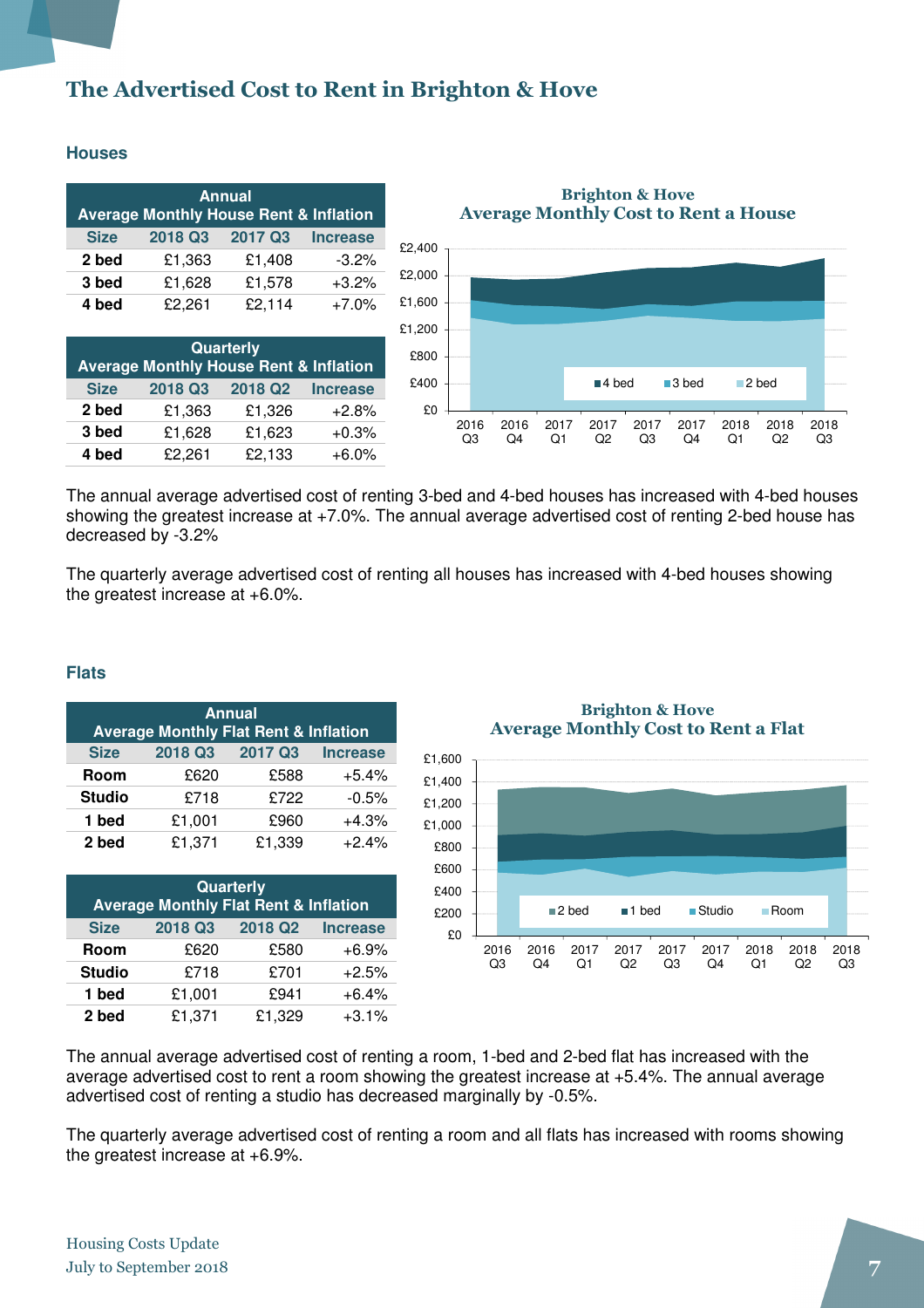# The Advertised Cost to Rent in Brighton & Hove

## Houses

| Annual Average Monthly House Rent & Inflation | | | |
|---|---|---|---|
| Size | 2018 Q3 | 2017 Q3 | Increase |
| 2 bed | £1,363 | £1,408 | -3.2% |
| 3 bed | £1,628 | £1,578 | +3.2% |
| 4 bed | £2,261 | £2,114 | +7.0% |

| Quarterly Average Monthly House Rent & Inflation | | | |
|---|---|---|---|
| Size | 2018 Q3 | 2018 Q2 | Increase |
| 2 bed | £1,363 | £1,326 | +2.8% |
| 3 bed | £1,628 | £1,623 | +0.3% |
| 4 bed | £2,261 | £2,133 | +6.0% |

Brighton & Hove
Average Monthly Cost to Rent a House

The annual average advertised cost of renting 3-bed and 4-bed houses has increased with 4-bed houses showing the greatest increase at +7.0%. The annual average advertised cost of renting 2-bed house has decreased by -3.2%

The quarterly average advertised cost of renting all houses has increased with 4-bed houses showing the greatest increase at +6.0%.

## Flats

| Annual Average Monthly Flat Rent & Inflation | | | |
|---|---|---|---|
| Size | 2018 Q3 | 2017 Q3 | Increase |
| Room | £620 | £588 | +5.4% |
| Studio | £718 | £722 | -0.5% |
| 1 bed | £1,001 | £960 | +4.3% |
| 2 bed | £1,371 | £1,339 | +2.4% |

| Quarterly Average Monthly Flat Rent & Inflation | | | |
|---|---|---|---|
| Size | 2018 Q3 | 2018 Q2 | Increase |
| Room | £620 | £580 | +6.9% |
| Studio | £718 | £701 | +2.5% |
| 1 bed | £1,001 | £941 | +6.4% |
| 2 bed | £1,371 | £1,329 | +3.1% |

Brighton & Hove
Average Monthly Cost to Rent a Flat

The annual average advertised cost of renting a room, 1-bed and 2-bed flat has increased with the average advertised cost to rent a room showing the greatest increase at +5.4%. The annual average advertised cost of renting a studio has decreased marginally by -0.5%.

The quarterly average advertised cost of renting a room and all flats has increased with rooms showing the greatest increase at +6.9%.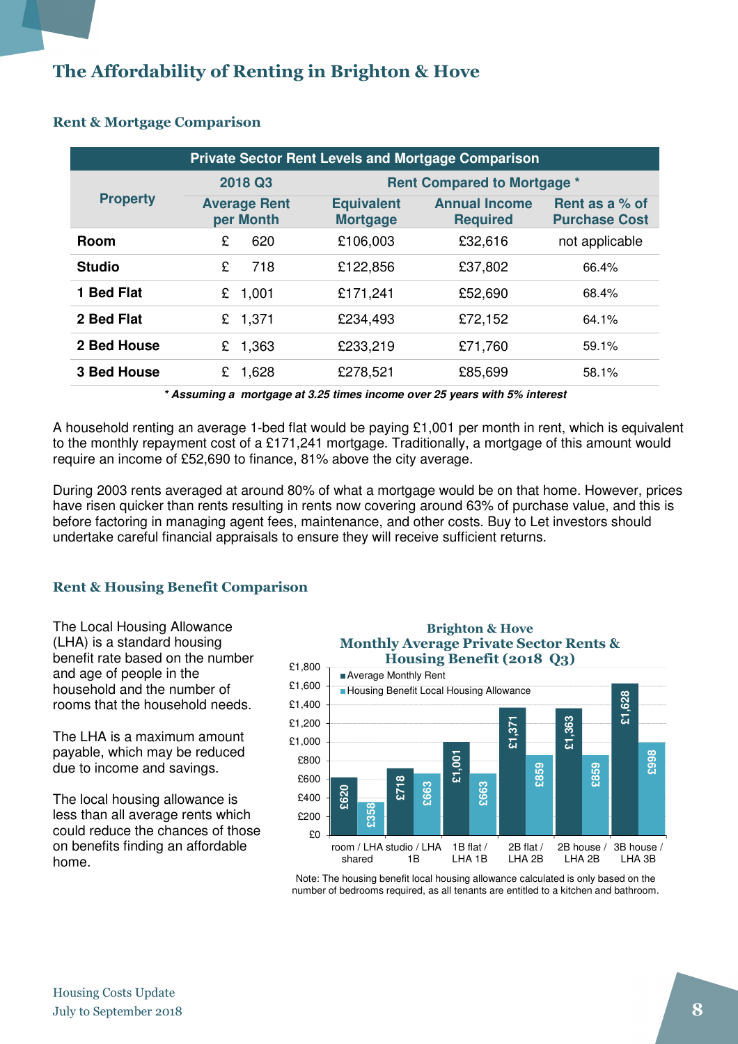# The Affordability of Renting in Brighton & Hove

## Rent & Mortgage Comparison

| Private Sector Rent Levels and Mortgage Comparison | | | | |
|---|---|---|---|---|
| Property | 2018 Q3 | Rent Compared to Mortgage * | | |
| | Average Rent per Month | Equivalent Mortgage | Annual Income Required | Rent as a % of Purchase Cost |
| **Room** | £ 620 | £106,003 | £32,616 | not applicable |
| **Studio** | £ 718 | £122,856 | £37,802 | 66.4% |
| **1 Bed Flat** | £ 1,001 | £171,241 | £52,690 | 68.4% |
| **2 Bed Flat** | £ 1,371 | £234,493 | £72,152 | 64.1% |
| **2 Bed House** | £ 1,363 | £233,219 | £71,760 | 59.1% |
| **3 Bed House** | £ 1,628 | £278,521 | £85,699 | 58.1% |

***Assuming a mortgage at 3.25 times income over 25 years with 5% interest***

A household renting an average 1-bed flat would be paying £1,001 per month in rent, which is equivalent to the monthly repayment cost of a £171,241 mortgage. Traditionally, a mortgage of this amount would require an income of £52,690 to finance, 81% above the city average.

During 2003 rents averaged at around 80% of what a mortgage would be on that home. However, prices have risen quicker than rents resulting in rents now covering around 63% of purchase value, and this is before factoring in managing agent fees, maintenance, and other costs. Buy to Let investors should undertake careful financial appraisals to ensure they will receive sufficient returns.

## Rent & Housing Benefit Comparison

The Local Housing Allowance (LHA) is a standard housing benefit rate based on the number and age of people in the household and the number of rooms that the household needs.

The LHA is a maximum amount payable, which may be reduced due to income and savings.

The local housing allowance is less than all average rents which could reduce the chances of those on benefits finding an affordable home.

**Brighton & Hove**
**Monthly Average Private Sector Rents & Housing Benefit (2018 Q3)**

| | Average Monthly Rent | Housing Benefit Local Housing Allowance |
|---|---|---|
| room / LHA shared | £620 | £358 |
| studio / LHA 1B | £718 | £663 |
| 1B flat / LHA 1B | £1,001 | £663 |
| 2B flat / LHA 2B | £1,371 | £859 |
| 2B house / LHA 2B | £1,363 | £859 |
| 3B house / LHA 3B | £1,628 | £998 |

Note: The housing benefit local housing allowance calculated is only based on the number of bedrooms required, as all tenants are entitled to a kitchen and bathroom.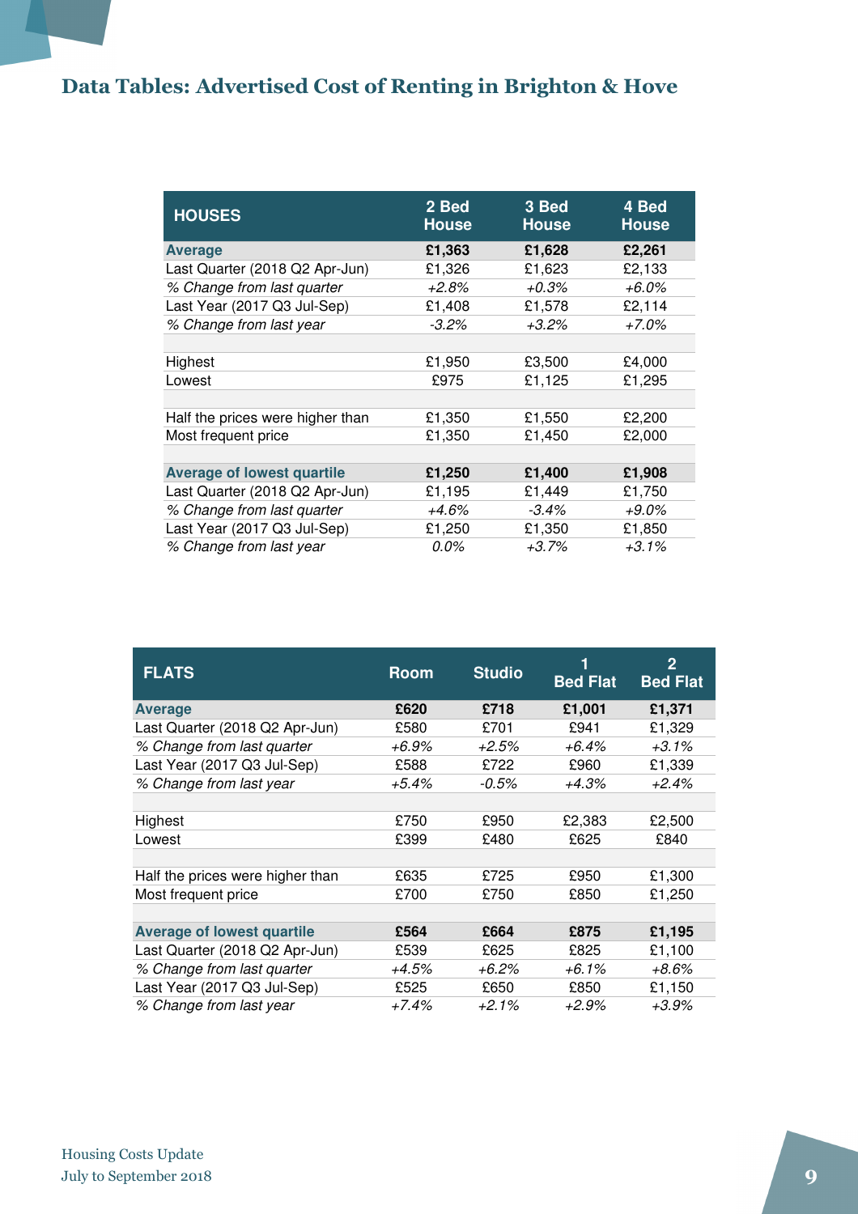# Data Tables: Advertised Cost of Renting in Brighton & Hove

| HOUSES | 2 Bed House | 3 Bed House | 4 Bed House |
|---|---|---|---|
| **Average** | **£1,363** | **£1,628** | **£2,261** |
| Last Quarter (2018 Q2 Apr-Jun) | £1,326 | £1,623 | £2,133 |
| *% Change from last quarter* | *+2.8%* | *+0.3%* | *+6.0%* |
| Last Year (2017 Q3 Jul-Sep) | £1,408 | £1,578 | £2,114 |
| *% Change from last year* | *-3.2%* | *+3.2%* | *+7.0%* |
| | | | |
| Highest | £1,950 | £3,500 | £4,000 |
| Lowest | £975 | £1,125 | £1,295 |
| | | | |
| Half the prices were higher than | £1,350 | £1,550 | £2,200 |
| Most frequent price | £1,350 | £1,450 | £2,000 |
| | | | |
| **Average of lowest quartile** | **£1,250** | **£1,400** | **£1,908** |
| Last Quarter (2018 Q2 Apr-Jun) | £1,195 | £1,449 | £1,750 |
| *% Change from last quarter* | *+4.6%* | *-3.4%* | *+9.0%* |
| Last Year (2017 Q3 Jul-Sep) | £1,250 | £1,350 | £1,850 |
| *% Change from last year* | *0.0%* | *+3.7%* | *+3.1%* |

| FLATS | Room | Studio | 1 Bed Flat | 2 Bed Flat |
|---|---|---|---|---|
| **Average** | **£620** | **£718** | **£1,001** | **£1,371** |
| Last Quarter (2018 Q2 Apr-Jun) | £580 | £701 | £941 | £1,329 |
| *% Change from last quarter* | *+6.9%* | *+2.5%* | *+6.4%* | *+3.1%* |
| Last Year (2017 Q3 Jul-Sep) | £588 | £722 | £960 | £1,339 |
| *% Change from last year* | *+5.4%* | *-0.5%* | *+4.3%* | *+2.4%* |
| | | | | |
| Highest | £750 | £950 | £2,383 | £2,500 |
| Lowest | £399 | £480 | £625 | £840 |
| | | | | |
| Half the prices were higher than | £635 | £725 | £950 | £1,300 |
| Most frequent price | £700 | £750 | £850 | £1,250 |
| | | | | |
| **Average of lowest quartile** | **£564** | **£664** | **£875** | **£1,195** |
| Last Quarter (2018 Q2 Apr-Jun) | £539 | £625 | £825 | £1,100 |
| *% Change from last quarter* | *+4.5%* | *+6.2%* | *+6.1%* | *+8.6%* |
| Last Year (2017 Q3 Jul-Sep) | £525 | £650 | £850 | £1,150 |
| *% Change from last year* | *+7.4%* | *+2.1%* | *+2.9%* | *+3.9%* |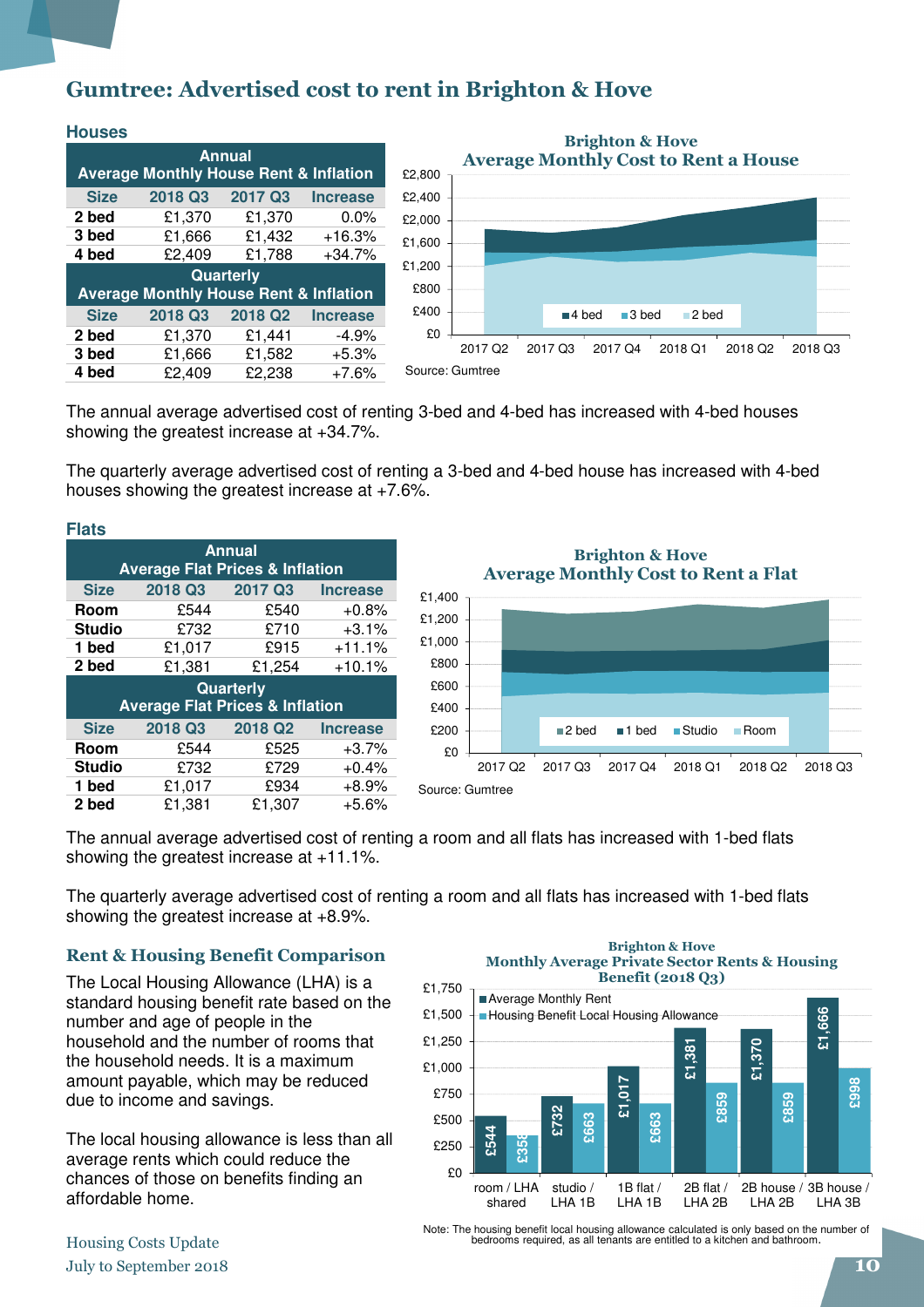# Gumtree: Advertised cost to rent in Brighton & Hove

## Houses

| Annual Average Monthly House Rent & Inflation | | | |
|---|---|---|---|
| **Size** | **2018 Q3** | **2017 Q3** | **Increase** |
| **2 bed** | £1,370 | £1,370 | 0.0% |
| **3 bed** | £1,666 | £1,432 | +16.3% |
| **4 bed** | £2,409 | £1,788 | +34.7% |

| Quarterly Average Monthly House Rent & Inflation | | | |
|---|---|---|---|
| **Size** | **2018 Q3** | **2018 Q2** | **Increase** |
| **2 bed** | £1,370 | £1,441 | -4.9% |
| **3 bed** | £1,666 | £1,582 | +5.3% |
| **4 bed** | £2,409 | £2,238 | +7.6% |

**Brighton & Hove Average Monthly Cost to Rent a House**

Source: Gumtree

The annual average advertised cost of renting 3-bed and 4-bed has increased with 4-bed houses showing the greatest increase at +34.7%.

The quarterly average advertised cost of renting a 3-bed and 4-bed house has increased with 4-bed houses showing the greatest increase at +7.6%.

## Flats

| Annual Average Flat Prices & Inflation | | | |
|---|---|---|---|
| **Size** | **2018 Q3** | **2017 Q3** | **Increase** |
| **Room** | £544 | £540 | +0.8% |
| **Studio** | £732 | £710 | +3.1% |
| **1 bed** | £1,017 | £915 | +11.1% |
| **2 bed** | £1,381 | £1,254 | +10.1% |

| Quarterly Average Flat Prices & Inflation | | | |
|---|---|---|---|
| **Size** | **2018 Q3** | **2018 Q2** | **Increase** |
| **Room** | £544 | £525 | +3.7% |
| **Studio** | £732 | £729 | +0.4% |
| **1 bed** | £1,017 | £934 | +8.9% |
| **2 bed** | £1,381 | £1,307 | +5.6% |

**Brighton & Hove Average Monthly Cost to Rent a Flat**

Source: Gumtree

The annual average advertised cost of renting a room and all flats has increased with 1-bed flats showing the greatest increase at +11.1%.

The quarterly average advertised cost of renting a room and all flats has increased with 1-bed flats showing the greatest increase at +8.9%.

## Rent & Housing Benefit Comparison

The Local Housing Allowance (LHA) is a standard housing benefit rate based on the number and age of people in the household and the number of rooms that the household needs. It is a maximum amount payable, which may be reduced due to income and savings.

The local housing allowance is less than all average rents which could reduce the chances of those on benefits finding an affordable home.

**Brighton & Hove Monthly Average Private Sector Rents & Housing Benefit (2018 Q3)**

| | Average Monthly Rent | Housing Benefit Local Housing Allowance |
|---|---|---|
| room / LHA shared | £544 | £358 |
| studio / LHA 1B | £732 | £663 |
| 1B flat / LHA 1B | £1,017 | £663 |
| 2B flat / LHA 2B | £1,381 | £859 |
| 2B house / LHA 2B | £1,370 | £859 |
| 3B house / LHA 3B | £1,666 | £998 |

Note: The housing benefit local housing allowance calculated is only based on the number of bedrooms required, as all tenants are entitled to a kitchen and bathroom.

Housing Costs Update
July to September 2018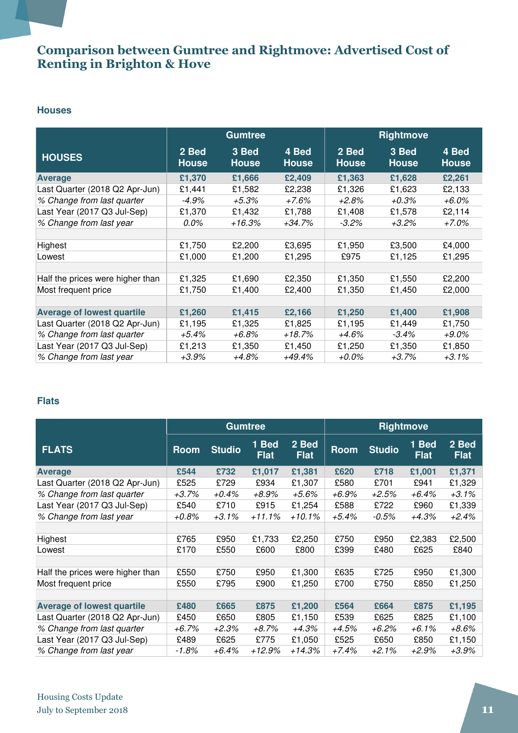# Comparison between Gumtree and Rightmove: Advertised Cost of Renting in Brighton & Hove

## Houses

| HOUSES | Gumtree | | | Rightmove | | |
|---|---|---|---|---|---|---|
| | 2 Bed House | 3 Bed House | 4 Bed House | 2 Bed House | 3 Bed House | 4 Bed House |
| **Average** | **£1,370** | **£1,666** | **£2,409** | **£1,363** | **£1,628** | **£2,261** |
| Last Quarter (2018 Q2 Apr-Jun) | £1,441 | £1,582 | £2,238 | £1,326 | £1,623 | £2,133 |
| *% Change from last quarter* | *-4.9%* | *+5.3%* | *+7.6%* | *+2.8%* | *+0.3%* | *+6.0%* |
| Last Year (2017 Q3 Jul-Sep) | £1,370 | £1,432 | £1,788 | £1,408 | £1,578 | £2,114 |
| *% Change from last year* | *0.0%* | *+16.3%* | *+34.7%* | *-3.2%* | *+3.2%* | *+7.0%* |
| | | | | | | |
| Highest | £1,750 | £2,200 | £3,695 | £1,950 | £3,500 | £4,000 |
| Lowest | £1,000 | £1,200 | £1,295 | £975 | £1,125 | £1,295 |
| | | | | | | |
| Half the prices were higher than | £1,325 | £1,690 | £2,350 | £1,350 | £1,550 | £2,200 |
| Most frequent price | £1,750 | £1,400 | £2,400 | £1,350 | £1,450 | £2,000 |
| | | | | | | |
| **Average of lowest quartile** | **£1,260** | **£1,415** | **£2,166** | **£1,250** | **£1,400** | **£1,908** |
| Last Quarter (2018 Q2 Apr-Jun) | £1,195 | £1,325 | £1,825 | £1,195 | £1,449 | £1,750 |
| *% Change from last quarter* | *+5.4%* | *+6.8%* | *+18.7%* | *+4.6%* | *-3.4%* | *+9.0%* |
| Last Year (2017 Q3 Jul-Sep) | £1,213 | £1,350 | £1,450 | £1,250 | £1,350 | £1,850 |
| *% Change from last year* | *+3.9%* | *+4.8%* | *+49.4%* | *+0.0%* | *+3.7%* | *+3.1%* |

## Flats

| FLATS | Gumtree | | | | Rightmove | | | |
|---|---|---|---|---|---|---|---|---|
| | Room | Studio | 1 Bed Flat | 2 Bed Flat | Room | Studio | 1 Bed Flat | 2 Bed Flat |
| **Average** | **£544** | **£732** | **£1,017** | **£1,381** | **£620** | **£718** | **£1,001** | **£1,371** |
| Last Quarter (2018 Q2 Apr-Jun) | £525 | £729 | £934 | £1,307 | £580 | £701 | £941 | £1,329 |
| *% Change from last quarter* | *+3.7%* | *+0.4%* | *+8.9%* | *+5.6%* | *+6.9%* | *+2.5%* | *+6.4%* | *+3.1%* |
| Last Year (2017 Q3 Jul-Sep) | £540 | £710 | £915 | £1,254 | £588 | £722 | £960 | £1,339 |
| *% Change from last year* | *+0.8%* | *+3.1%* | *+11.1%* | *+10.1%* | *+5.4%* | *-0.5%* | *+4.3%* | *+2.4%* |
| | | | | | | | | |
| Highest | £765 | £950 | £1,733 | £2,250 | £750 | £950 | £2,383 | £2,500 |
| Lowest | £170 | £550 | £600 | £800 | £399 | £480 | £625 | £840 |
| | | | | | | | | |
| Half the prices were higher than | £550 | £750 | £950 | £1,300 | £635 | £725 | £950 | £1,300 |
| Most frequent price | £550 | £795 | £900 | £1,250 | £700 | £750 | £850 | £1,250 |
| | | | | | | | | |
| **Average of lowest quartile** | **£480** | **£665** | **£875** | **£1,200** | **£564** | **£664** | **£875** | **£1,195** |
| Last Quarter (2018 Q2 Apr-Jun) | £450 | £650 | £805 | £1,150 | £539 | £625 | £825 | £1,100 |
| *% Change from last quarter* | *+6.7%* | *+2.3%* | *+8.7%* | *+4.3%* | *+4.5%* | *+6.2%* | *+6.1%* | *+8.6%* |
| Last Year (2017 Q3 Jul-Sep) | £489 | £625 | £775 | £1,050 | £525 | £650 | £850 | £1,150 |
| *% Change from last year* | *-1.8%* | *+6.4%* | *+12.9%* | *+14.3%* | *+7.4%* | *+2.1%* | *+2.9%* | *+3.9%* |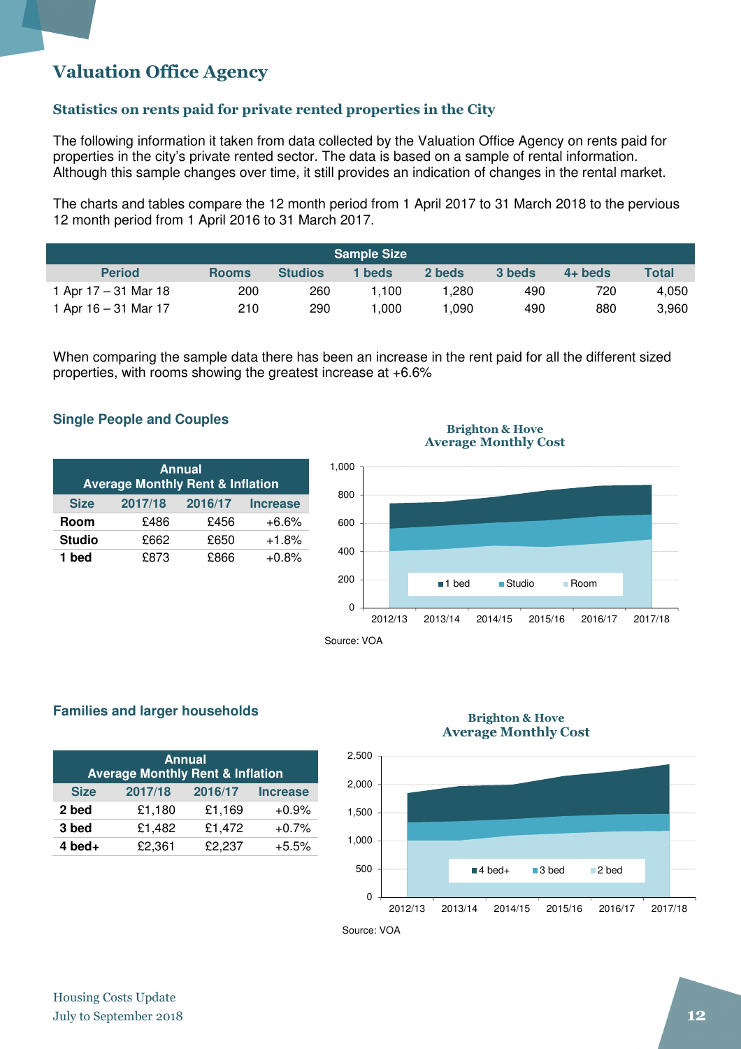# Valuation Office Agency

## Statistics on rents paid for private rented properties in the City

The following information it taken from data collected by the Valuation Office Agency on rents paid for properties in the city's private rented sector. The data is based on a sample of rental information. Although this sample changes over time, it still provides an indication of changes in the rental market.

The charts and tables compare the 12 month period from 1 April 2017 to 31 March 2018 to the pervious 12 month period from 1 April 2016 to 31 March 2017.

| Sample Size | | | | | | | |
|---|---|---|---|---|---|---|---|
| Period | Rooms | Studios | 1 beds | 2 beds | 3 beds | 4+ beds | Total |
| 1 Apr 17 – 31 Mar 18 | 200 | 260 | 1,100 | 1,280 | 490 | 720 | 4,050 |
| 1 Apr 16 – 31 Mar 17 | 210 | 290 | 1,000 | 1,090 | 490 | 880 | 3,960 |

When comparing the sample data there has been an increase in the rent paid for all the different sized properties, with rooms showing the greatest increase at +6.6%

### Single People and Couples

| Annual Average Monthly Rent & Inflation | | | |
|---|---|---|---|
| Size | 2017/18 | 2016/17 | Increase |
| Room | £486 | £456 | +6.6% |
| Studio | £662 | £650 | +1.8% |
| 1 bed | £873 | £866 | +0.8% |

Brighton & Hove Average Monthly Cost

Source: VOA

### Families and larger households

| Annual Average Monthly Rent & Inflation | | | |
|---|---|---|---|
| Size | 2017/18 | 2016/17 | Increase |
| 2 bed | £1,180 | £1,169 | +0.9% |
| 3 bed | £1,482 | £1,472 | +0.7% |
| 4 bed+ | £2,361 | £2,237 | +5.5% |

Brighton & Hove Average Monthly Cost

Source: VOA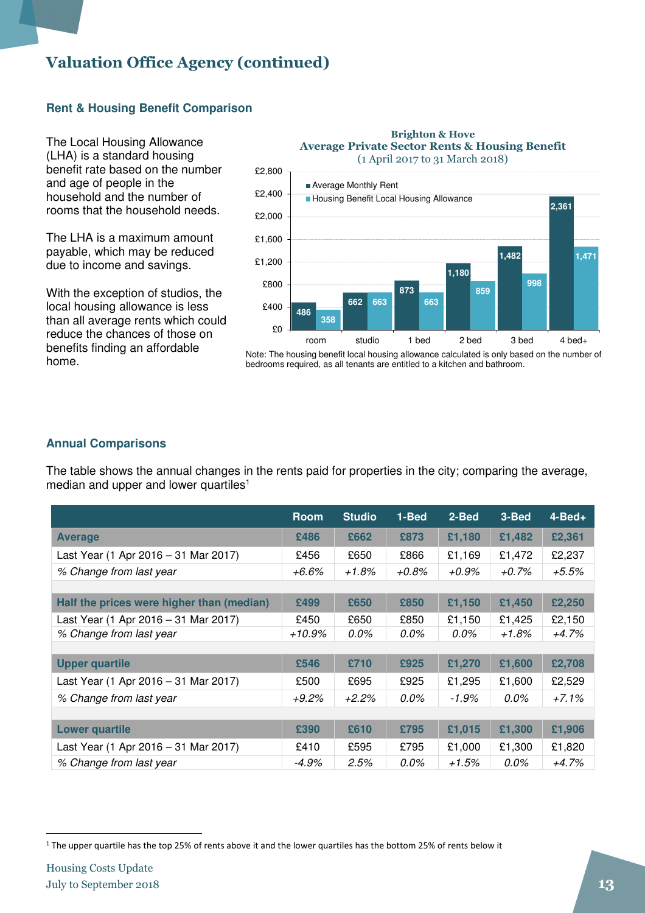# Valuation Office Agency (continued)

### Rent & Housing Benefit Comparison

The Local Housing Allowance (LHA) is a standard housing benefit rate based on the number and age of people in the household and the number of rooms that the household needs.

The LHA is a maximum amount payable, which may be reduced due to income and savings.

With the exception of studios, the local housing allowance is less than all average rents which could reduce the chances of those on benefits finding an affordable home.

**Brighton & Hove**
**Average Private Sector Rents & Housing Benefit**
(1 April 2017 to 31 March 2018)

| | room | studio | 1 bed | 2 bed | 3 bed | 4 bed+ |
|---|---|---|---|---|---|---|
| Average Monthly Rent | 486 | 662 | 873 | 1,180 | 1,482 | 2,361 |
| Housing Benefit Local Housing Allowance | 358 | 663 | 663 | 859 | 998 | 1,471 |

Note: The housing benefit local housing allowance calculated is only based on the number of bedrooms required, as all tenants are entitled to a kitchen and bathroom.

### Annual Comparisons

The table shows the annual changes in the rents paid for properties in the city; comparing the average, median and upper and lower quartiles[1]

| | Room | Studio | 1-Bed | 2-Bed | 3-Bed | 4-Bed+ |
|---|---|---|---|---|---|---|
| **Average** | **£486** | **£662** | **£873** | **£1,180** | **£1,482** | **£2,361** |
| Last Year (1 Apr 2016 – 31 Mar 2017) | £456 | £650 | £866 | £1,169 | £1,472 | £2,237 |
| *% Change from last year* | *+6.6%* | *+1.8%* | *+0.8%* | *+0.9%* | *+0.7%* | *+5.5%* |
| | | | | | | |
| **Half the prices were higher than (median)** | **£499** | **£650** | **£850** | **£1,150** | **£1,450** | **£2,250** |
| Last Year (1 Apr 2016 – 31 Mar 2017) | £450 | £650 | £850 | £1,150 | £1,425 | £2,150 |
| *% Change from last year* | *+10.9%* | *0.0%* | *0.0%* | *0.0%* | *+1.8%* | *+4.7%* |
| | | | | | | |
| **Upper quartile** | **£546** | **£710** | **£925** | **£1,270** | **£1,600** | **£2,708** |
| Last Year (1 Apr 2016 – 31 Mar 2017) | £500 | £695 | £925 | £1,295 | £1,600 | £2,529 |
| *% Change from last year* | *+9.2%* | *+2.2%* | *0.0%* | *-1.9%* | *0.0%* | *+7.1%* |
| | | | | | | |
| **Lower quartile** | **£390** | **£610** | **£795** | **£1,015** | **£1,300** | **£1,906** |
| Last Year (1 Apr 2016 – 31 Mar 2017) | £410 | £595 | £795 | £1,000 | £1,300 | £1,820 |
| *% Change from last year* | *-4.9%* | *2.5%* | *0.0%* | *+1.5%* | *0.0%* | *+4.7%* |

[1] The upper quartile has the top 25% of rents above it and the lower quartiles has the bottom 25% of rents below it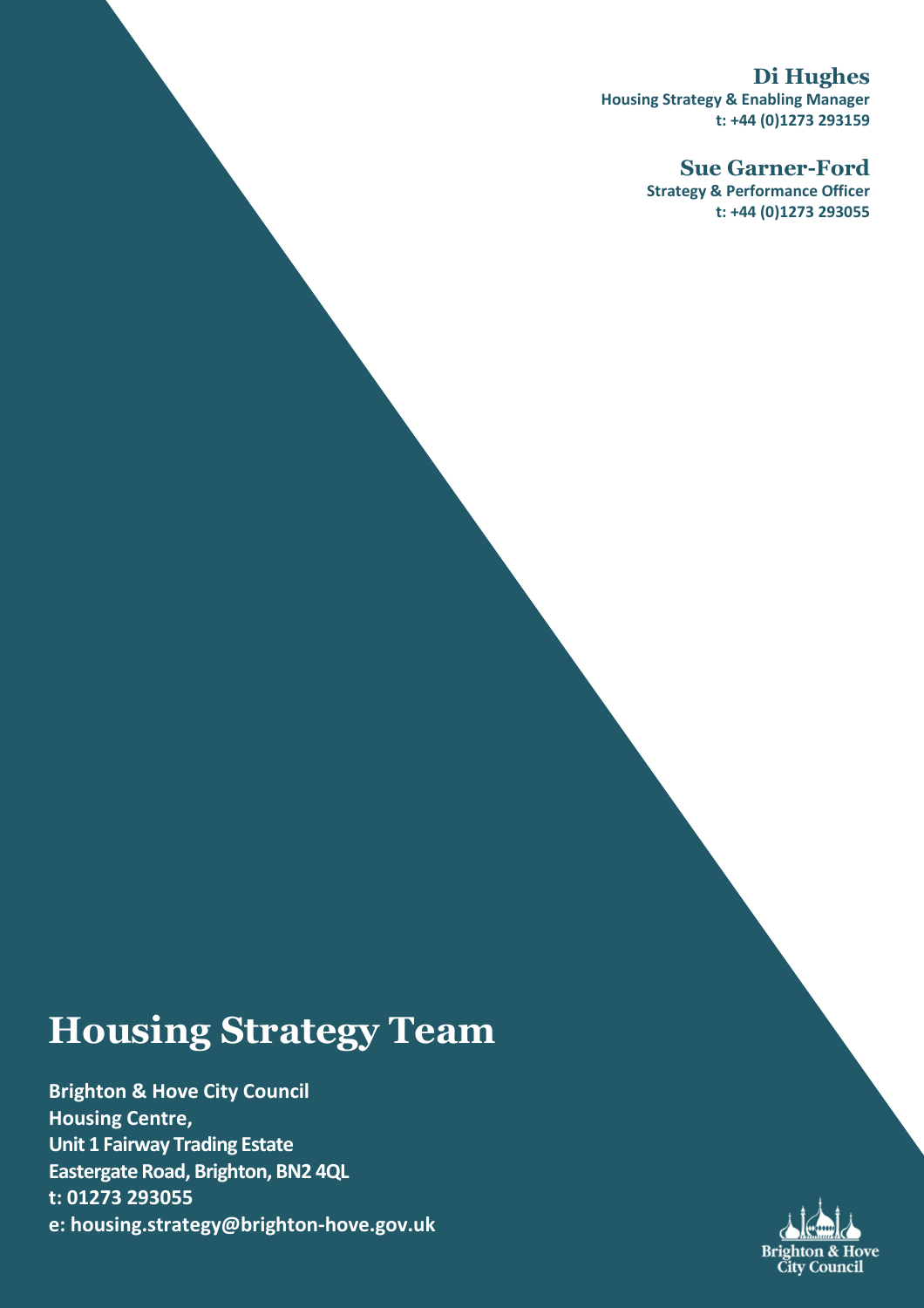**Di Hughes**
**Housing Strategy & Enabling Manager**
**t: +44 (0)1273 293159**

**Sue Garner-Ford**
**Strategy & Performance Officer**
**t: +44 (0)1273 293055**

# Housing Strategy Team

**Brighton & Hove City Council**
**Housing Centre,**
**Unit 1 Fairway Trading Estate**
**Eastergate Road, Brighton, BN2 4QL**
**t: 01273 293055**
**e: housing.strategy@brighton-hove.gov.uk**

Brighton & Hove City Council